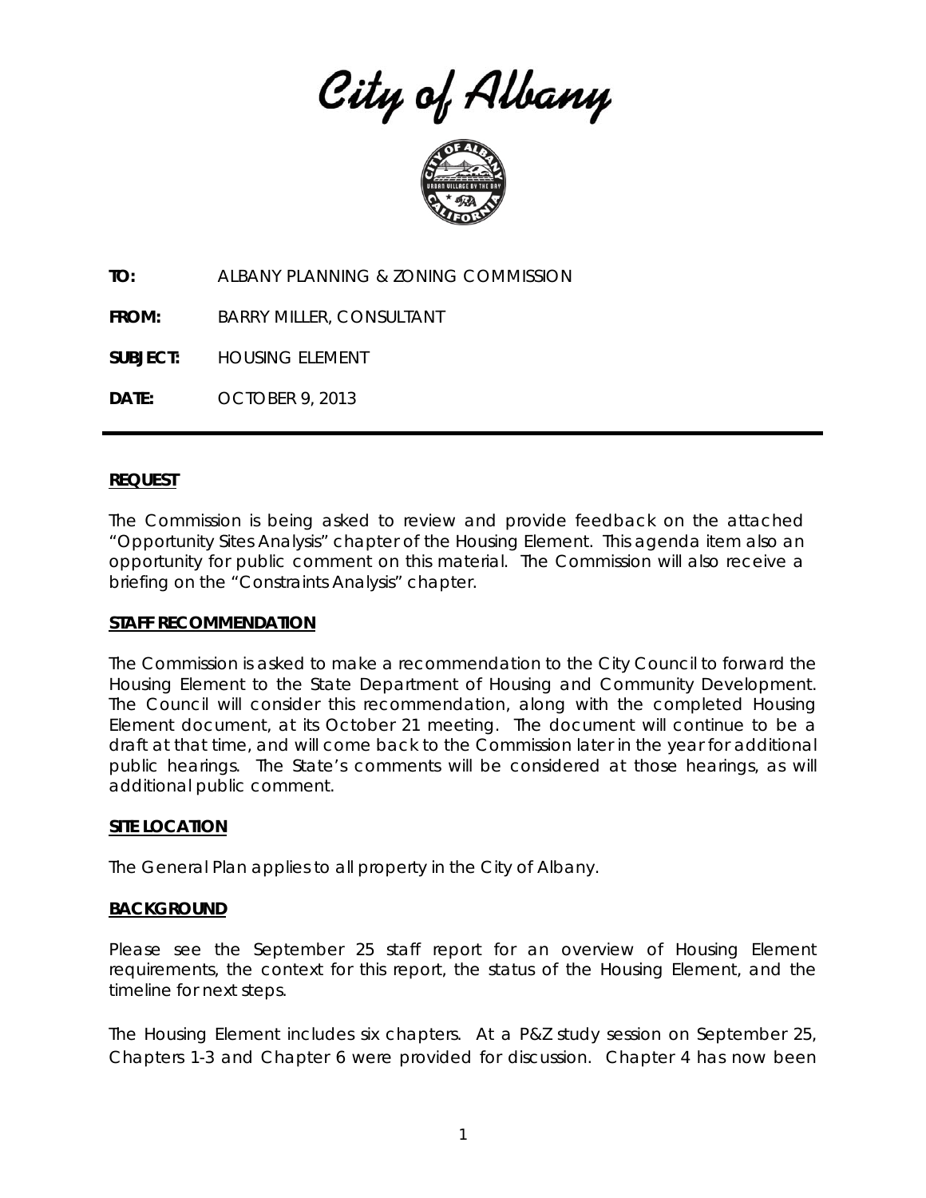# City of Albany

**TO:** ALBANY PLANNING & ZONING COMMISSION

**FROM:** BARRY MILLER, CONSULTANT

**SUBJECT:** HOUSING ELEMENT

**DATE:** OCTOBER 9, 2013

---

## REQUEST

The Commission is being asked to review and provide feedback on the attached "Opportunity Sites Analysis" chapter of the Housing Element. This agenda item also an opportunity for public comment on this material. The Commission will also receive a briefing on the "Constraints Analysis" chapter.

## STAFF RECOMMENDATION

The Commission is asked to make a recommendation to the City Council to forward the Housing Element to the State Department of Housing and Community Development. The Council will consider this recommendation, along with the completed Housing Element document, at its October 21 meeting. The document will continue to be a draft at that time, and will come back to the Commission later in the year for additional public hearings. The State's comments will be considered at those hearings, as will additional public comment.

## SITE LOCATION

The General Plan applies to all property in the City of Albany.

## BACKGROUND

Please see the September 25 staff report for an overview of Housing Element requirements, the context for this report, the status of the Housing Element, and the timeline for next steps.

The Housing Element includes six chapters. At a P&Z study session on September 25, Chapters 1-3 and Chapter 6 were provided for discussion. Chapter 4 has now been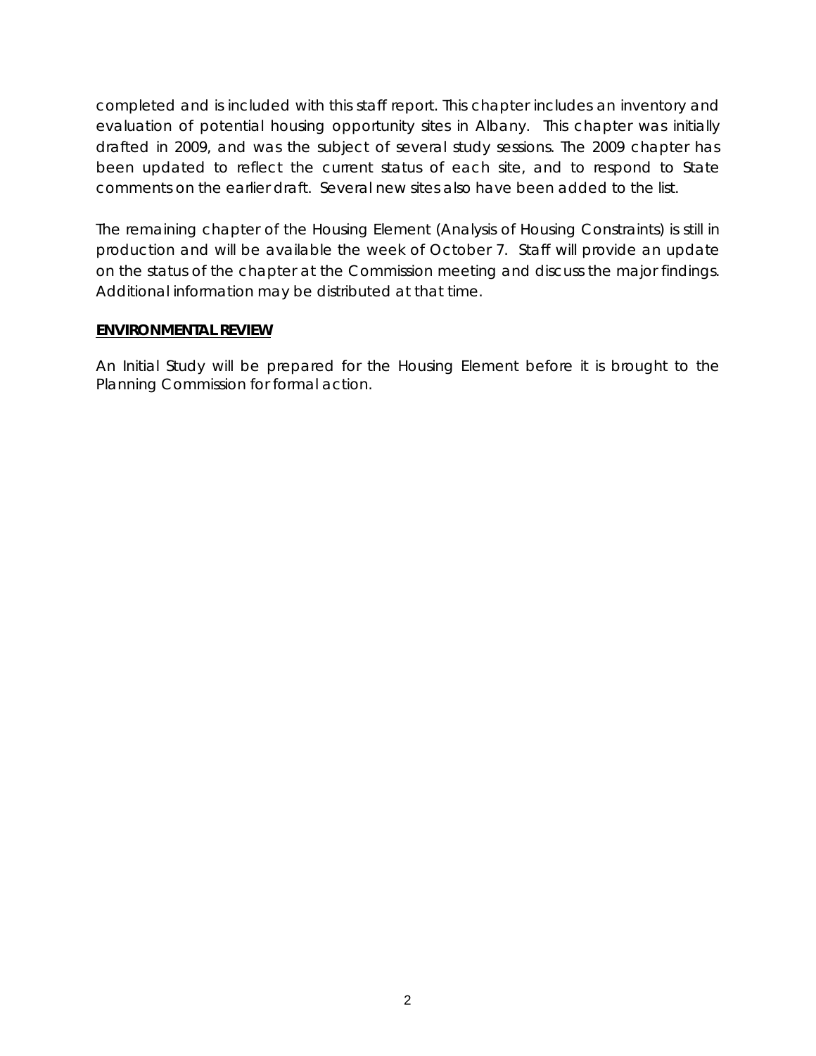completed and is included with this staff report. This chapter includes an inventory and evaluation of potential housing opportunity sites in Albany. This chapter was initially drafted in 2009, and was the subject of several study sessions. The 2009 chapter has been updated to reflect the current status of each site, and to respond to State comments on the earlier draft. Several new sites also have been added to the list.

The remaining chapter of the Housing Element (Analysis of Housing Constraints) is still in production and will be available the week of October 7. Staff will provide an update on the status of the chapter at the Commission meeting and discuss the major findings. Additional information may be distributed at that time.

## ENVIRONMENTAL REVIEW

An Initial Study will be prepared for the Housing Element before it is brought to the Planning Commission for formal action.